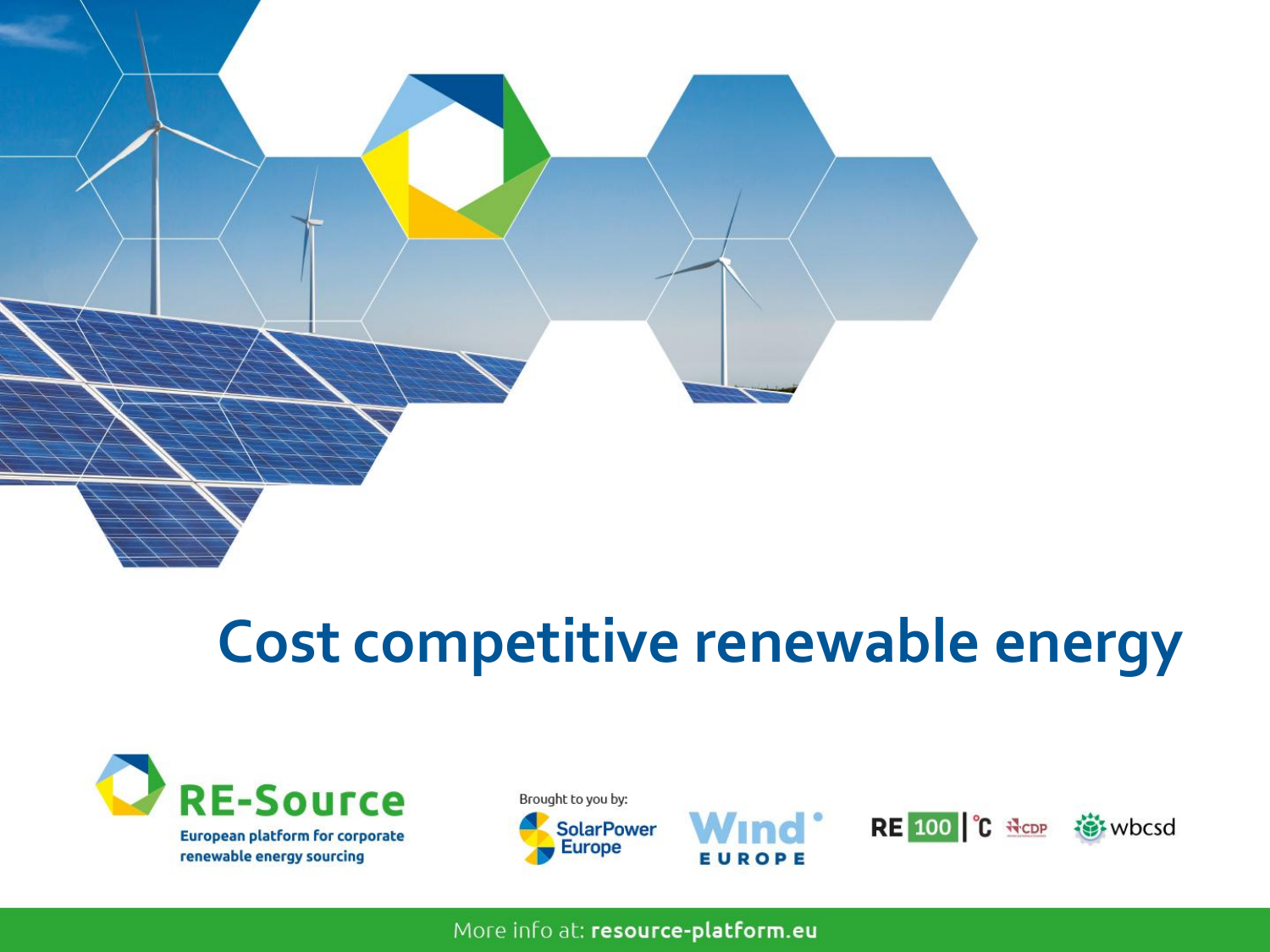# Cost competitive renewable energy

**RE-Source**
European platform for corporate renewable energy sourcing

Brought to you by:

SolarPower Europe

Wind Europe

RE 100 | °C CDP

wbcsd

More info at: **resource-platform.eu**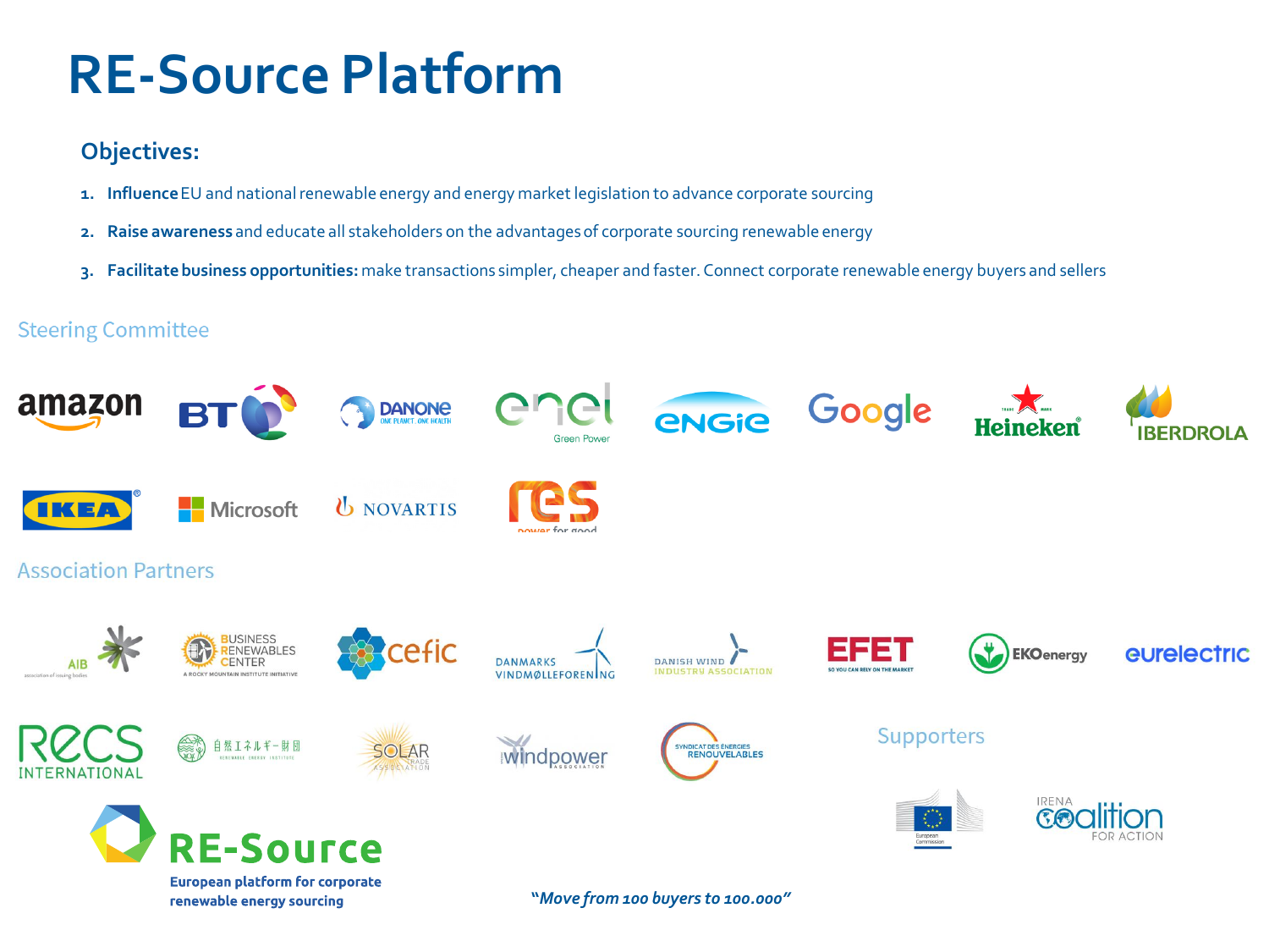# RE-Source Platform

## Objectives:

1. **Influence** EU and national renewable energy and energy market legislation to advance corporate sourcing
2. **Raise awareness** and educate all stakeholders on the advantages of corporate sourcing renewable energy
3. **Facilitate business opportunities:** make transactions simpler, cheaper and faster. Connect corporate renewable energy buyers and sellers

### Steering Committee

amazon, BT, DANONE, enel Green Power, ENGIE, Google, Heineken, IBERDROLA, IKEA, Microsoft, NOVARTIS, res power for good

### Association Partners

AIB, Business Renewables Center, cefic, Danmarks Vindmølleforening, Danish Wind Industry Association, EFET, EKOenergy, eurelectric, RECS International, 自然エネルギー財団 Renewable Energy Institute, Solar Trade Association, windpower association, Syndicat des Énergies Renouvelables

### Supporters

European Commission, IRENA Coalition for Action

**RE-Source**
**European platform for corporate renewable energy sourcing**

***"Move from 100 buyers to 100.000"***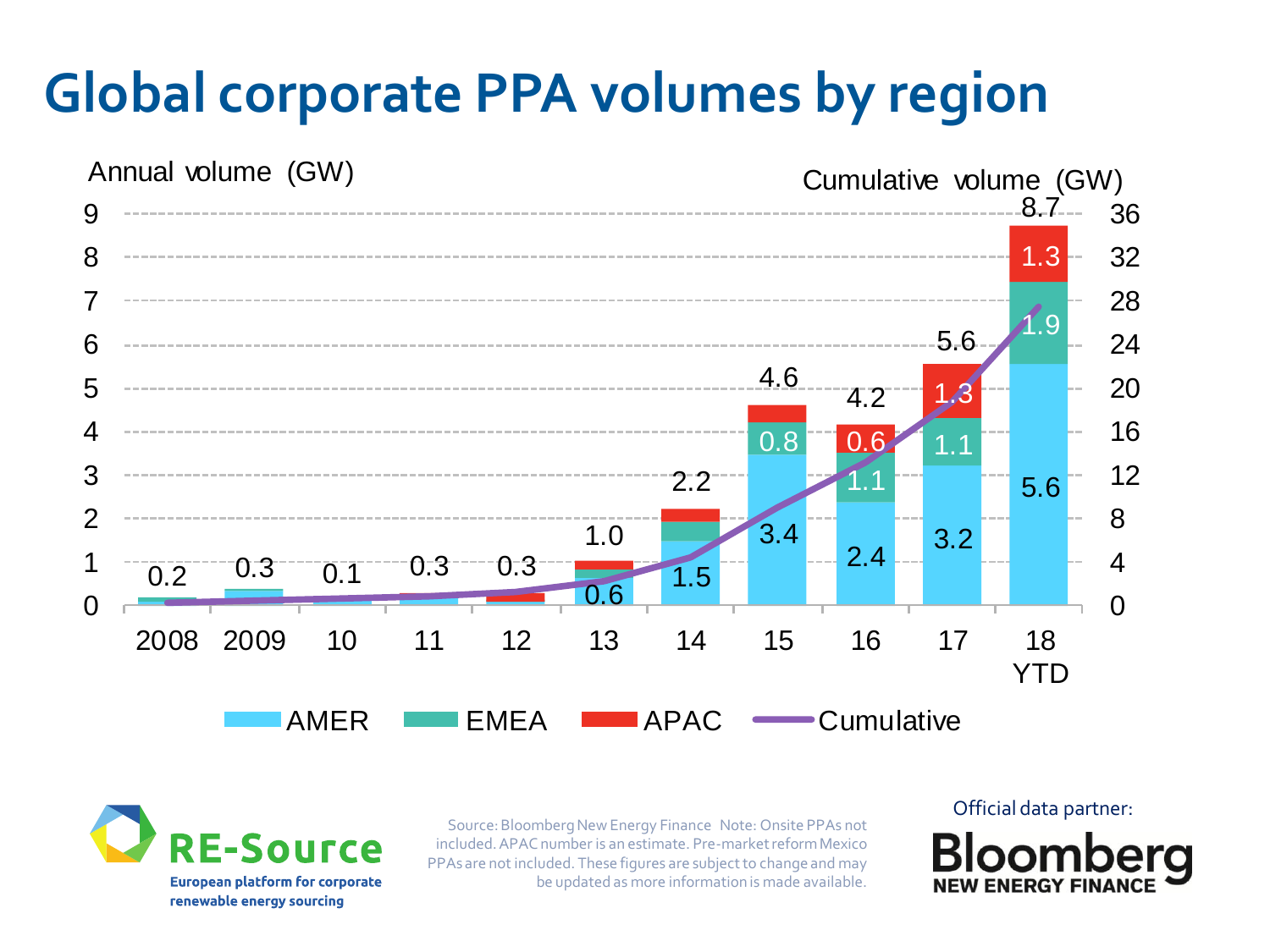# Global corporate PPA volumes by region

Annual volume (GW) / Cumulative volume (GW)

| Year | AMER | EMEA | APAC | Total |
|---|---|---|---|---|
| 2008 | | | | 0.2 |
| 2009 | | | | 0.3 |
| 10 | | | | 0.1 |
| 11 | | | | 0.3 |
| 12 | | | | 0.3 |
| 13 | 0.6 | | | 1.0 |
| 14 | 1.5 | | | 2.2 |
| 15 | 3.4 | 0.8 | | 4.6 |
| 16 | 2.4 | 1.1 | 0.6 | 4.2 |
| 17 | 3.2 | 1.1 | 1.3 | 5.6 |
| 18 YTD | 5.6 | 1.9 | 1.3 | 8.7 |

AMER · EMEA · APAC · Cumulative

Source: Bloomberg New Energy Finance Note: Onsite PPAs not included. APAC number is an estimate. Pre-market reform Mexico PPAs are not included. These figures are subject to change and may be updated as more information is made available.

RE-Source – European platform for corporate renewable energy sourcing

Official data partner: Bloomberg New Energy Finance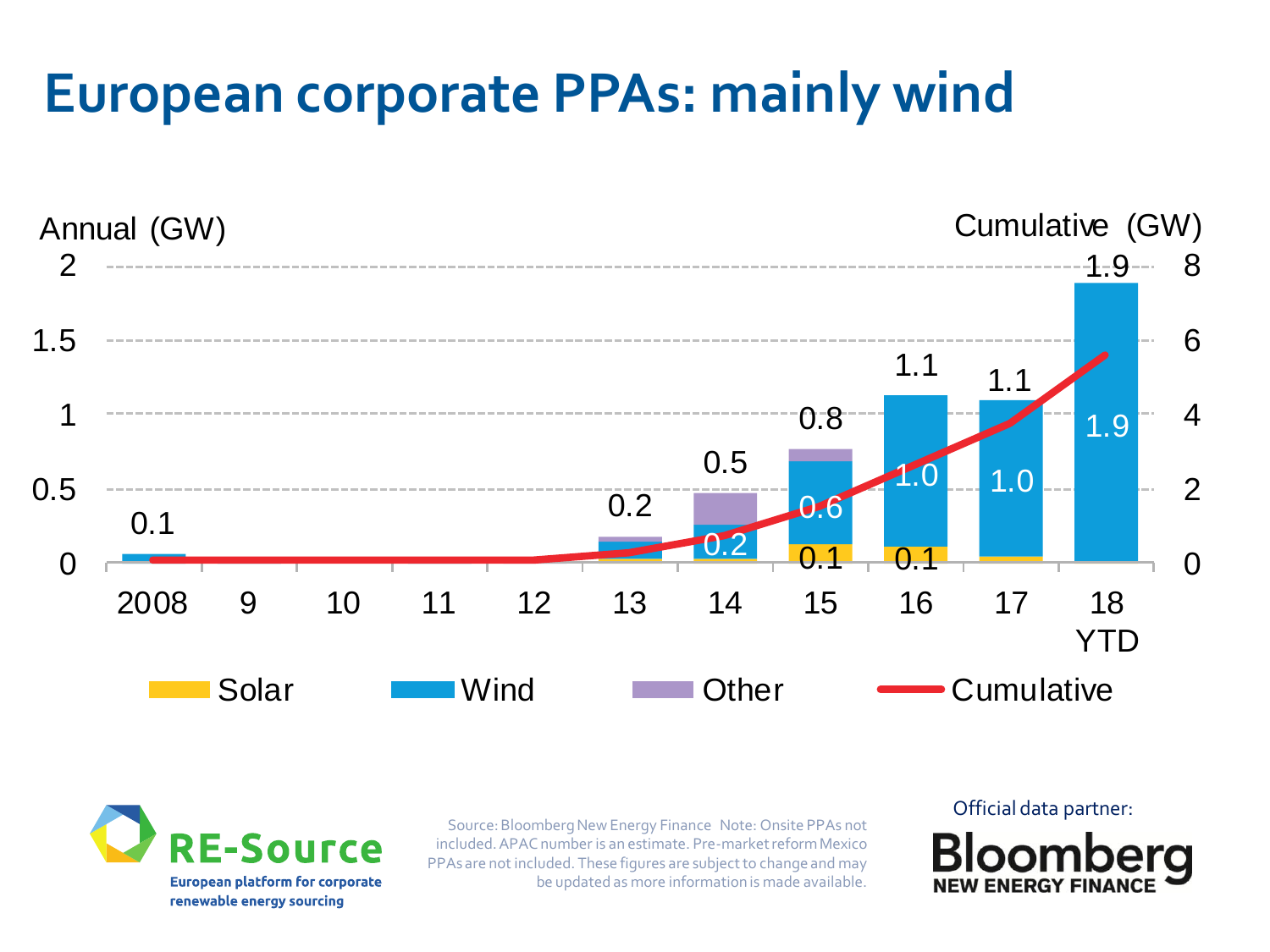# European corporate PPAs: mainly wind

Annual (GW) | Cumulative (GW)

| Year | Solar | Wind | Other | Total annual (GW) |
|---|---|---|---|---|
| 2008 | | | | 0.1 |
| 9 | | | | |
| 10 | | | | |
| 11 | | | | |
| 12 | | | | |
| 13 | | | | 0.2 |
| 14 | | 0.2 | | 0.5 |
| 15 | 0.1 | 0.6 | | 0.8 |
| 16 | 0.1 | 1.0 | | 1.1 |
| 17 | | 1.0 | | 1.1 |
| 18 YTD | | 1.9 | | 1.9 |

Solar | Wind | Other | Cumulative

RE-Source
European platform for corporate renewable energy sourcing

Source: Bloomberg New Energy Finance Note: Onsite PPAs not included. APAC number is an estimate. Pre-market reform Mexico PPAs are not included. These figures are subject to change and may be updated as more information is made available.

Official data partner: Bloomberg NEW ENERGY FINANCE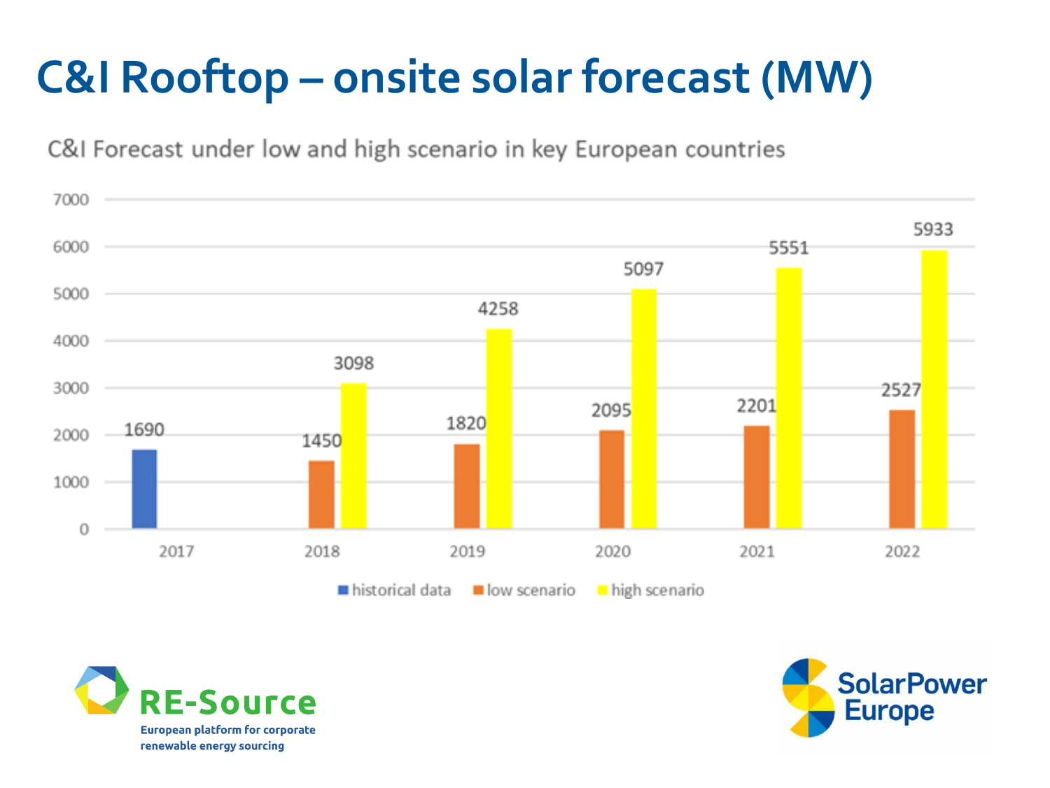# C&I Rooftop – onsite solar forecast (MW)

C&I Forecast under low and high scenario in key European countries

| Year | historical data | low scenario | high scenario |
| --- | --- | --- | --- |
| 2017 | 1690 | | |
| 2018 | | 1450 | 3098 |
| 2019 | | 1820 | 4258 |
| 2020 | | 2095 | 5097 |
| 2021 | | 2201 | 5551 |
| 2022 | | 2527 | 5933 |

RE-Source
European platform for corporate renewable energy sourcing

SolarPower Europe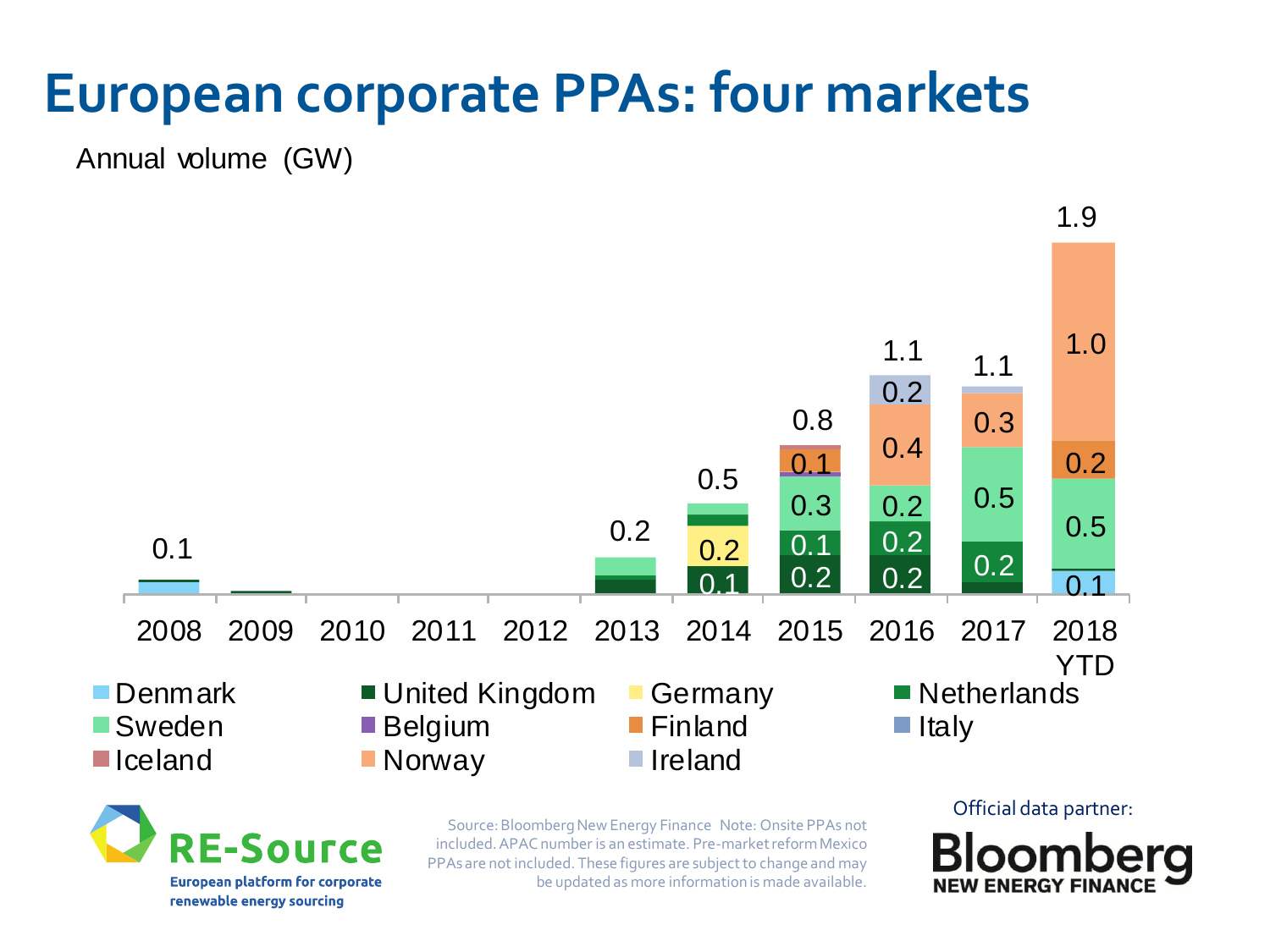# European corporate PPAs: four markets

Annual volume (GW)

| Year | Total | Segment values |
|---|---|---|
| 2008 | 0.1 | |
| 2009 | | |
| 2010 | | |
| 2011 | | |
| 2012 | | |
| 2013 | 0.2 | |
| 2014 | 0.5 | 0.1, 0.2 |
| 2015 | 0.8 | 0.2, 0.1, 0.3, 0.1 |
| 2016 | 1.1 | 0.2, 0.2, 0.2, 0.4, 0.2 |
| 2017 | 1.1 | 0.2, 0.5, 0.3 |
| 2018 YTD | 1.9 | 0.1, 0.5, 0.2, 1.0 |

Legend: Denmark, United Kingdom, Germany, Netherlands, Sweden, Belgium, Finland, Italy, Iceland, Norway, Ireland

Source: Bloomberg New Energy Finance Note: Onsite PPAs not included. APAC number is an estimate. Pre-market reform Mexico PPAs are not included. These figures are subject to change and may be updated as more information is made available.

RE-Source
European platform for corporate renewable energy sourcing

Official data partner:
Bloomberg NEW ENERGY FINANCE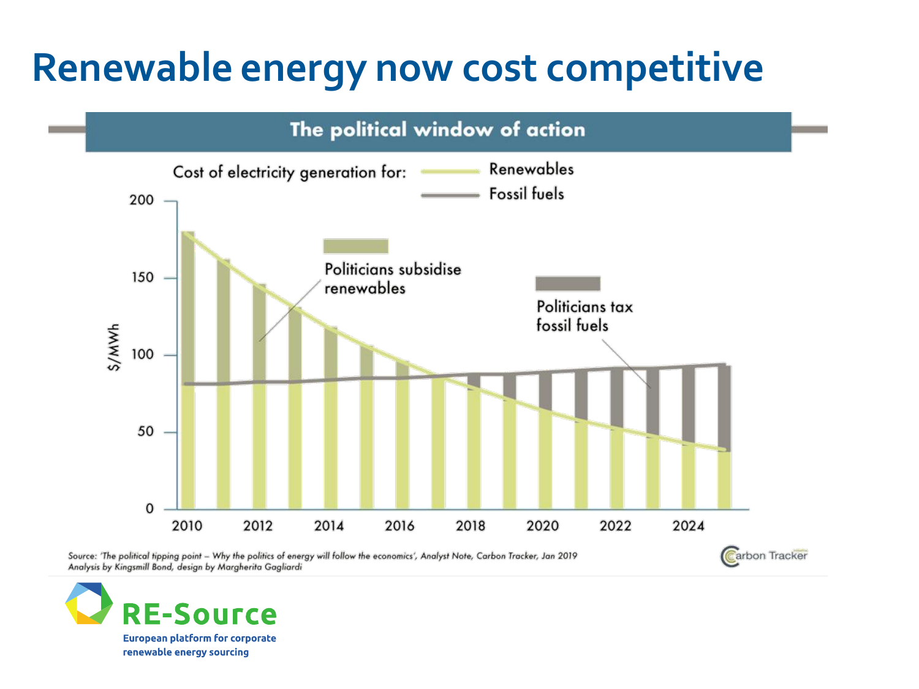# Renewable energy now cost competitive

**The political window of action**

Cost of electricity generation for: Renewables, Fossil fuels

Politicians subsidise renewables

Politicians tax fossil fuels

$/MWh

Source: 'The political tipping point – Why the politics of energy will follow the economics', Analyst Note, Carbon Tracker, Jan 2019
Analysis by Kingsmill Bond, design by Margherita Gagliardi

Carbon Tracker

**RE-Source**

European platform for corporate renewable energy sourcing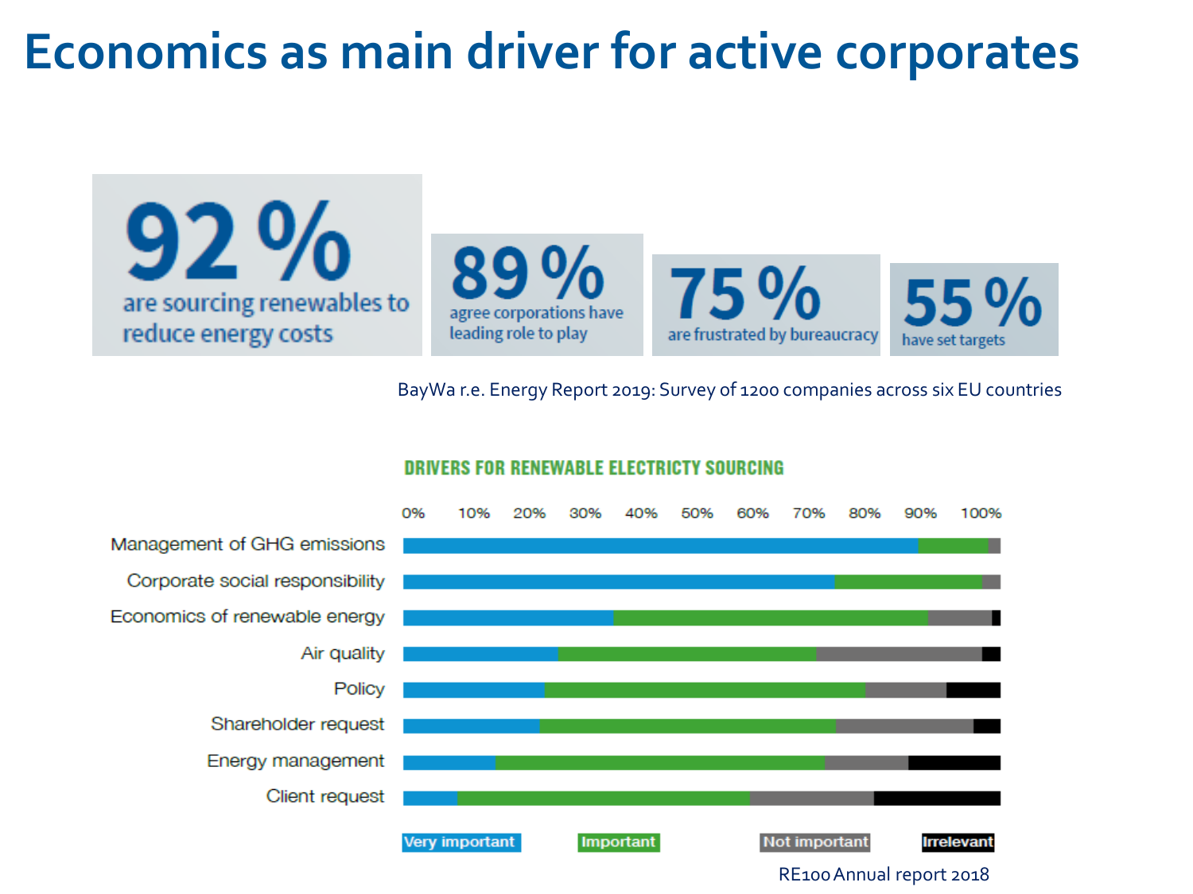# Economics as main driver for active corporates

**92 %** are sourcing renewables to reduce energy costs

**89 %** agree corporations have leading role to play

**75 %** are frustrated by bureaucracy

**55 %** have set targets

BayWa r.e. Energy Report 2019: Survey of 1200 companies across six EU countries

**DRIVERS FOR RENEWABLE ELECTRICTY SOURCING**

- Management of GHG emissions
- Corporate social responsibility
- Economics of renewable energy
- Air quality
- Policy
- Shareholder request
- Energy management
- Client request

Very important | Important | Not important | Irrelevant

RE100 Annual report 2018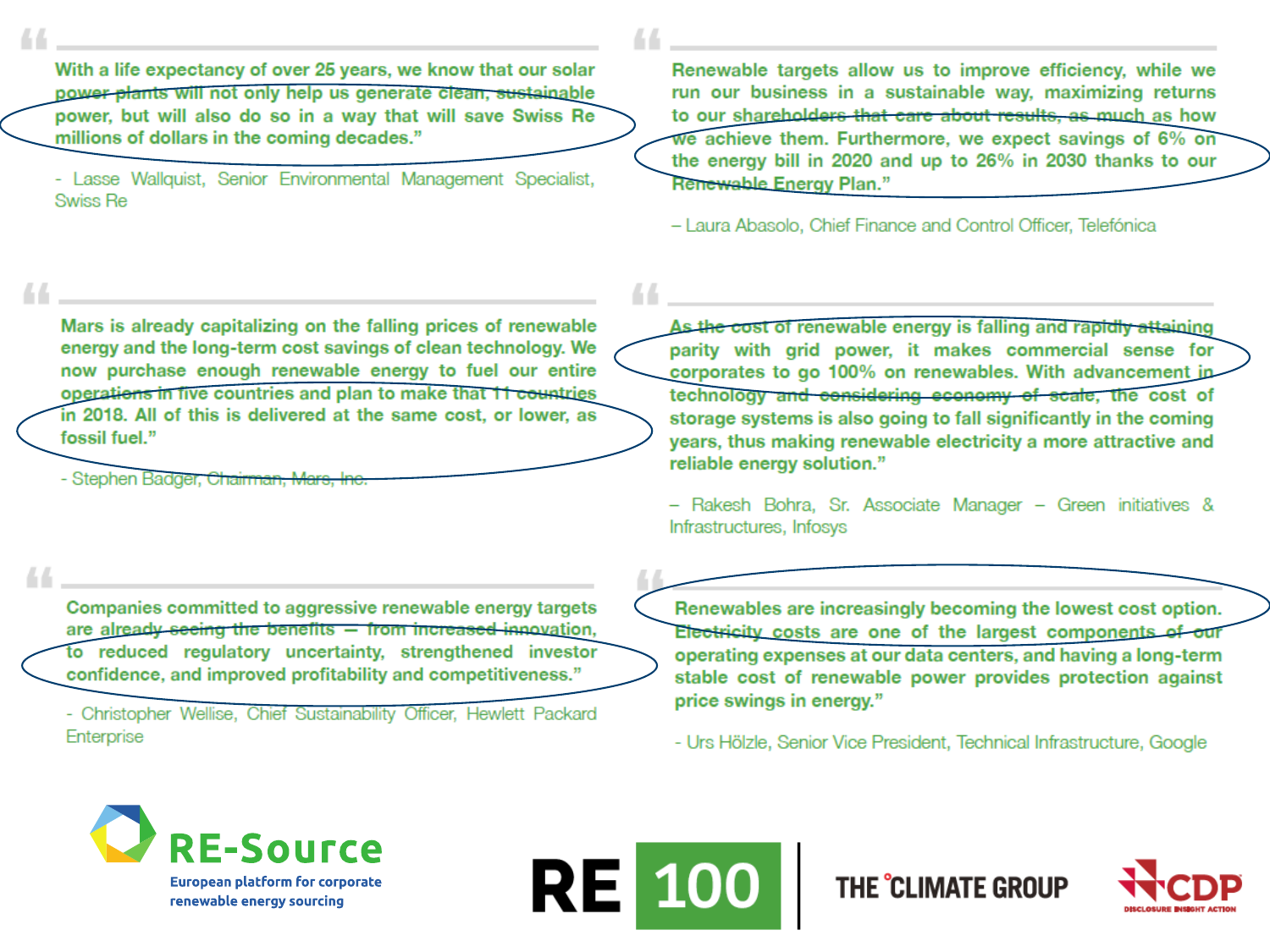"With a life expectancy of over 25 years, we know that our solar power plants will not only help us generate clean, sustainable power, but will also do so in a way that will save Swiss Re millions of dollars in the coming decades."

- Lasse Wallquist, Senior Environmental Management Specialist, Swiss Re

"Renewable targets allow us to improve efficiency, while we run our business in a sustainable way, maximizing returns to our shareholders that care about results, as much as how we achieve them. Furthermore, we expect savings of 6% on the energy bill in 2020 and up to 26% in 2030 thanks to our Renewable Energy Plan."

– Laura Abasolo, Chief Finance and Control Officer, Telefónica

"Mars is already capitalizing on the falling prices of renewable energy and the long-term cost savings of clean technology. We now purchase enough renewable energy to fuel our entire operations in five countries and plan to make that 11 countries in 2018. All of this is delivered at the same cost, or lower, as fossil fuel."

- Stephen Badger, Chairman, Mars, Inc.

"As the cost of renewable energy is falling and rapidly attaining parity with grid power, it makes commercial sense for corporates to go 100% on renewables. With advancement in technology and considering economy of scale, the cost of storage systems is also going to fall significantly in the coming years, thus making renewable electricity a more attractive and reliable energy solution."

– Rakesh Bohra, Sr. Associate Manager – Green initiatives & Infrastructures, Infosys

"Companies committed to aggressive renewable energy targets are already seeing the benefits — from increased innovation, to reduced regulatory uncertainty, strengthened investor confidence, and improved profitability and competitiveness."

- Christopher Wellise, Chief Sustainability Officer, Hewlett Packard Enterprise

"Renewables are increasingly becoming the lowest cost option. Electricity costs are one of the largest components of our operating expenses at our data centers, and having a long-term stable cost of renewable power provides protection against price swings in energy."

- Urs Hölzle, Senior Vice President, Technical Infrastructure, Google

RE-Source
European platform for corporate renewable energy sourcing

RE 100

THE CLIMATE GROUP

CDP
DISCLOSURE INSIGHT ACTION